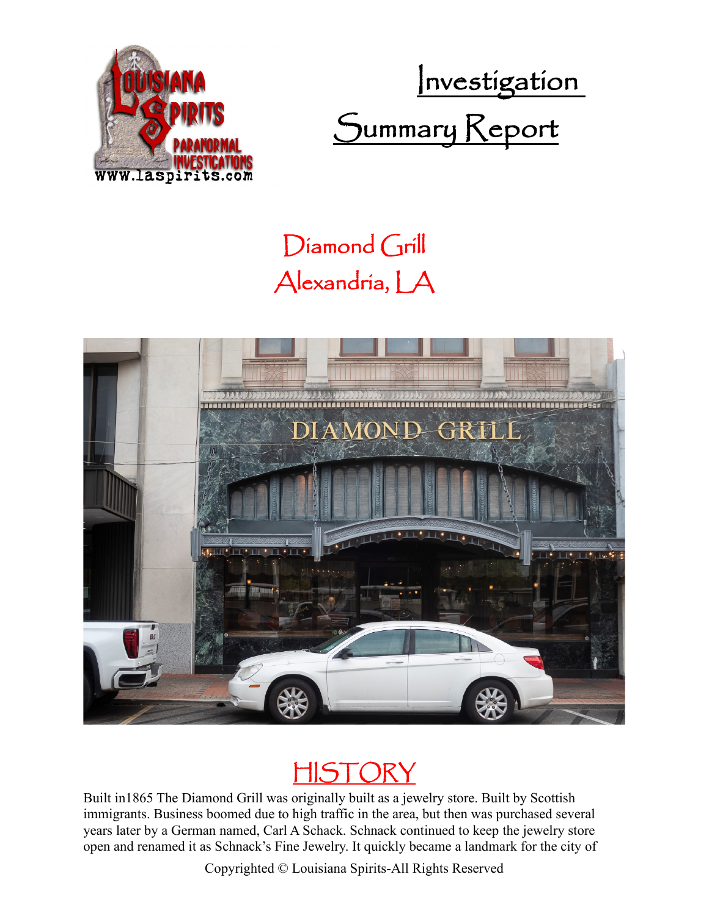# Investigation Summary Report

## Diamond Grill
## Alexandria, LA

## HISTORY

Built in1865 The Diamond Grill was originally built as a jewelry store. Built by Scottish immigrants. Business boomed due to high traffic in the area, but then was purchased several years later by a German named, Carl A Schack. Schnack continued to keep the jewelry store open and renamed it as Schnack's Fine Jewelry. It quickly became a landmark for the city of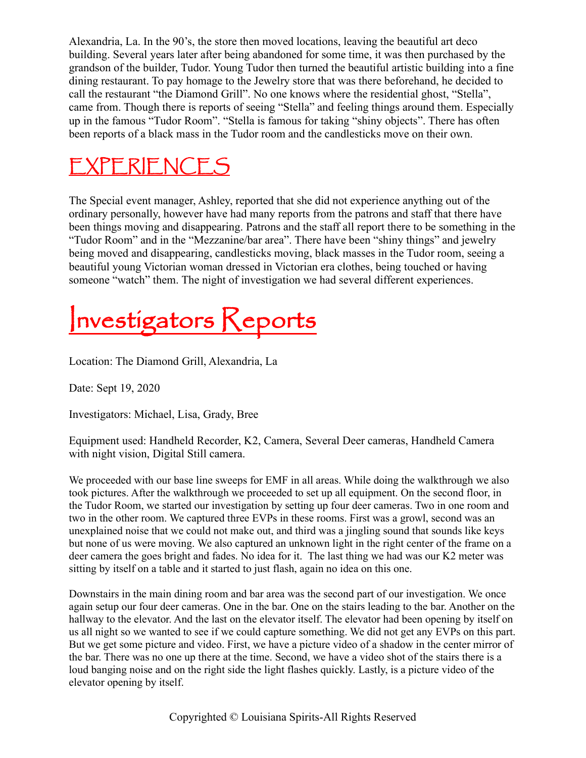Alexandria, La. In the 90's, the store then moved locations, leaving the beautiful art deco building. Several years later after being abandoned for some time, it was then purchased by the grandson of the builder, Tudor. Young Tudor then turned the beautiful artistic building into a fine dining restaurant. To pay homage to the Jewelry store that was there beforehand, he decided to call the restaurant "the Diamond Grill". No one knows where the residential ghost, "Stella", came from. Though there is reports of seeing "Stella" and feeling things around them. Especially up in the famous "Tudor Room". "Stella is famous for taking "shiny objects". There has often been reports of a black mass in the Tudor room and the candlesticks move on their own.

# EXPERIENCES

The Special event manager, Ashley, reported that she did not experience anything out of the ordinary personally, however have had many reports from the patrons and staff that there have been things moving and disappearing. Patrons and the staff all report there to be something in the "Tudor Room" and in the "Mezzanine/bar area". There have been "shiny things" and jewelry being moved and disappearing, candlesticks moving, black masses in the Tudor room, seeing a beautiful young Victorian woman dressed in Victorian era clothes, being touched or having someone "watch" them. The night of investigation we had several different experiences.

# Investigators Reports

Location: The Diamond Grill, Alexandria, La

Date: Sept 19, 2020

Investigators: Michael, Lisa, Grady, Bree

Equipment used: Handheld Recorder, K2, Camera, Several Deer cameras, Handheld Camera with night vision, Digital Still camera.

We proceeded with our base line sweeps for EMF in all areas. While doing the walkthrough we also took pictures. After the walkthrough we proceeded to set up all equipment. On the second floor, in the Tudor Room, we started our investigation by setting up four deer cameras. Two in one room and two in the other room. We captured three EVPs in these rooms. First was a growl, second was an unexplained noise that we could not make out, and third was a jingling sound that sounds like keys but none of us were moving. We also captured an unknown light in the right center of the frame on a deer camera the goes bright and fades. No idea for it. The last thing we had was our K2 meter was sitting by itself on a table and it started to just flash, again no idea on this one.

Downstairs in the main dining room and bar area was the second part of our investigation. We once again setup our four deer cameras. One in the bar. One on the stairs leading to the bar. Another on the hallway to the elevator. And the last on the elevator itself. The elevator had been opening by itself on us all night so we wanted to see if we could capture something. We did not get any EVPs on this part. But we get some picture and video. First, we have a picture video of a shadow in the center mirror of the bar. There was no one up there at the time. Second, we have a video shot of the stairs there is a loud banging noise and on the right side the light flashes quickly. Lastly, is a picture video of the elevator opening by itself.

Copyrighted © Louisiana Spirits-All Rights Reserved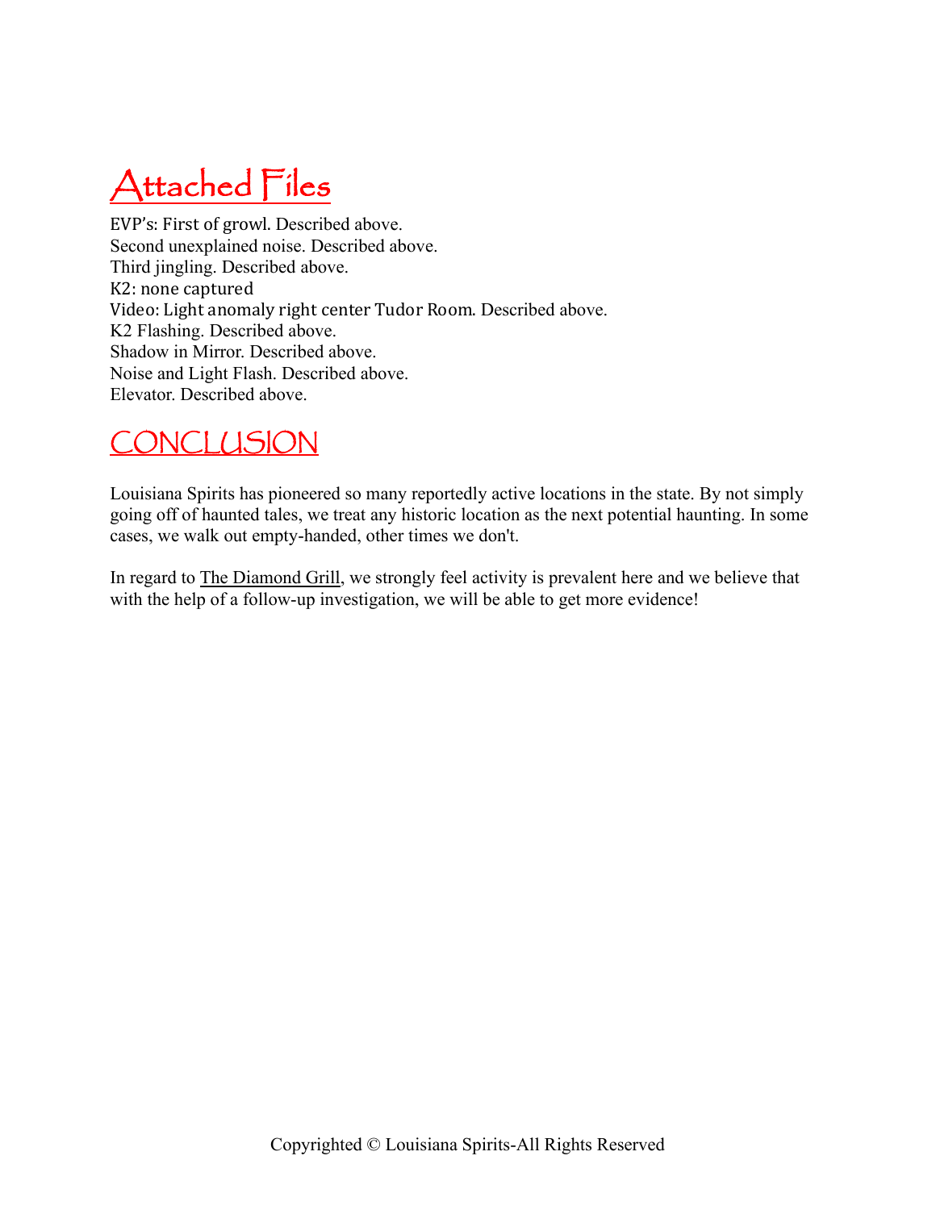## Attached Files

EVP's: First of growl. Described above.
Second unexplained noise. Described above.
Third jingling. Described above.
K2: none captured
Video: Light anomaly right center Tudor Room. Described above.
K2 Flashing. Described above.
Shadow in Mirror. Described above.
Noise and Light Flash. Described above.
Elevator. Described above.

## CONCLUSION

Louisiana Spirits has pioneered so many reportedly active locations in the state. By not simply going off of haunted tales, we treat any historic location as the next potential haunting. In some cases, we walk out empty-handed, other times we don't.

In regard to The Diamond Grill, we strongly feel activity is prevalent here and we believe that with the help of a follow-up investigation, we will be able to get more evidence!

Copyrighted © Louisiana Spirits-All Rights Reserved